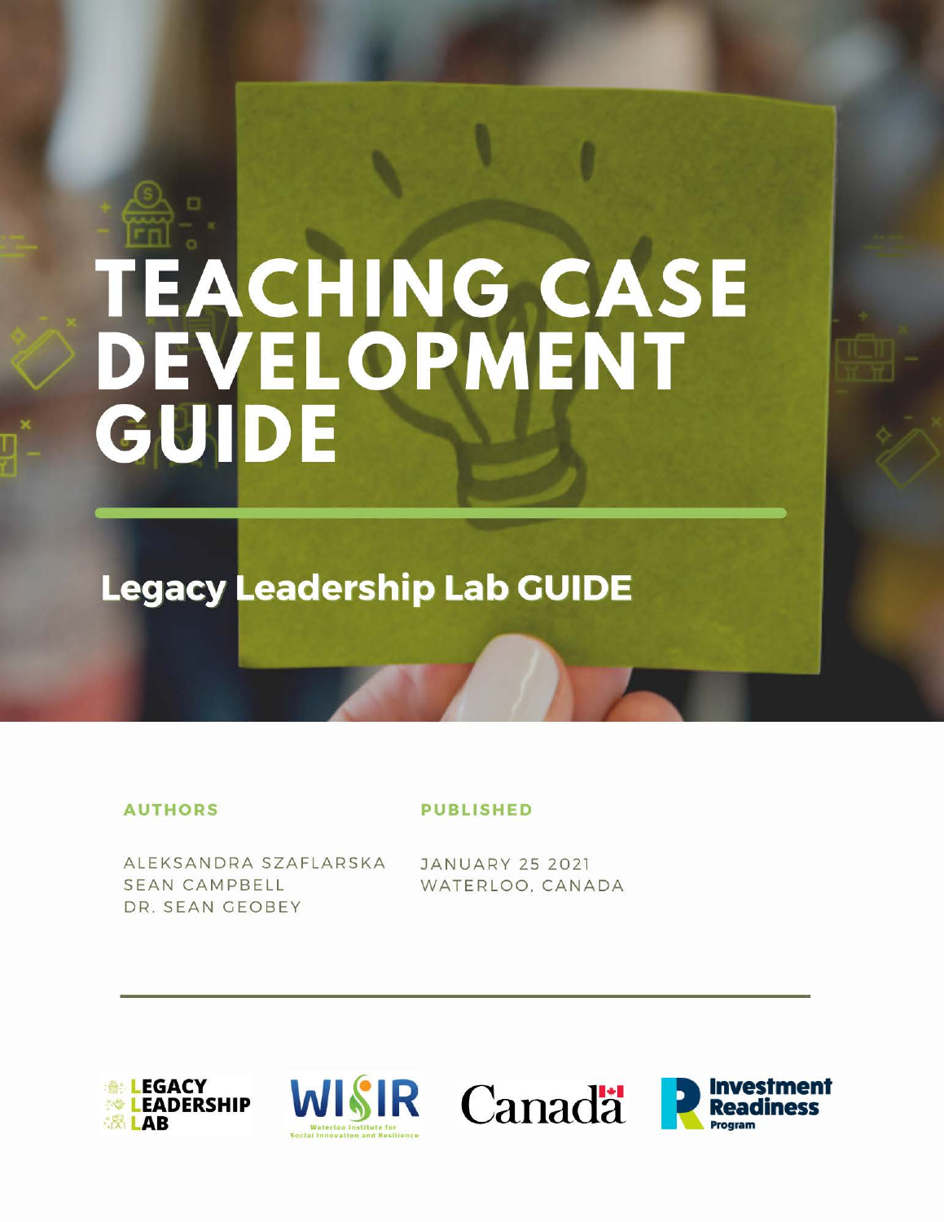# TEACHING CASE DEVELOPMENT GUIDE

## Legacy Leadership Lab GUIDE

**AUTHORS**

ALEKSANDRA SZAFLARSKA
SEAN CAMPBELL
DR. SEAN GEOBEY

**PUBLISHED**

JANUARY 25 2021
WATERLOO, CANADA

LEGACY LEADERSHIP LAB

WISIR Waterloo Institute for Social Innovation and Resilience

Canada

Investment Readiness Program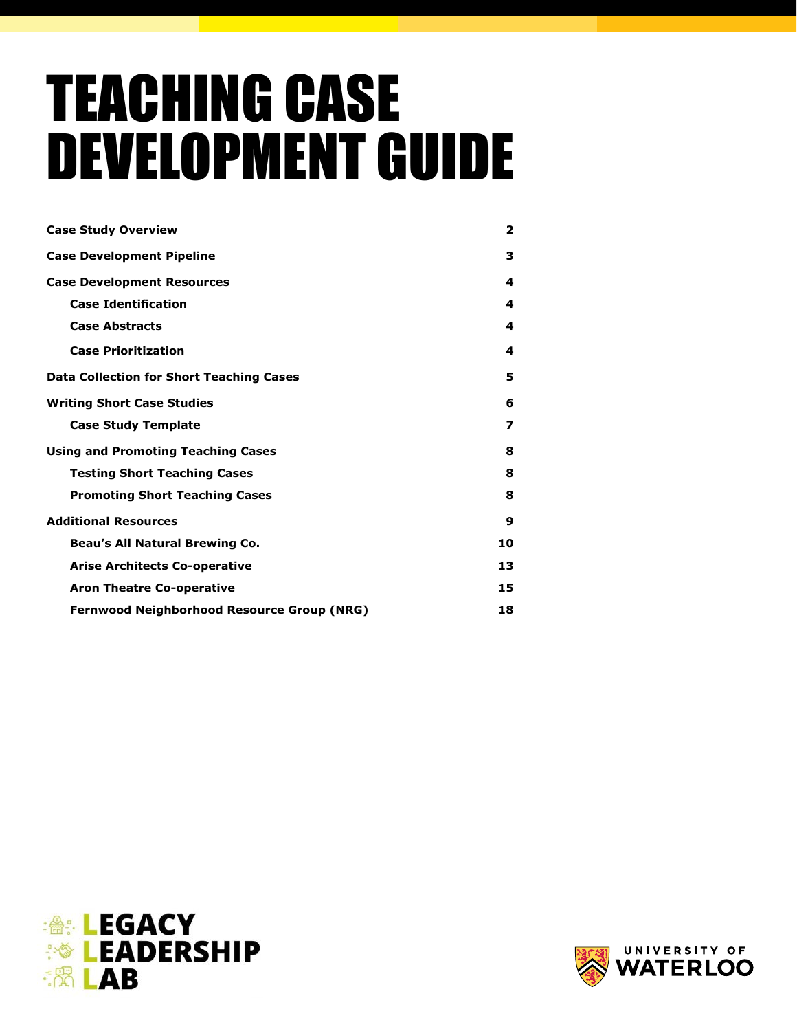# TEACHING CASE DEVELOPMENT GUIDE

| | |
|---|---|
| **Case Study Overview** | **2** |
| **Case Development Pipeline** | **3** |
| **Case Development Resources** | **4** |
| **Case Identification** | **4** |
| **Case Abstracts** | **4** |
| **Case Prioritization** | **4** |
| **Data Collection for Short Teaching Cases** | **5** |
| **Writing Short Case Studies** | **6** |
| **Case Study Template** | **7** |
| **Using and Promoting Teaching Cases** | **8** |
| **Testing Short Teaching Cases** | **8** |
| **Promoting Short Teaching Cases** | **8** |
| **Additional Resources** | **9** |
| **Beau's All Natural Brewing Co.** | **10** |
| **Arise Architects Co-operative** | **13** |
| **Aron Theatre Co-operative** | **15** |
| **Fernwood Neighborhood Resource Group (NRG)** | **18** |

LEGACY LEADERSHIP LAB

UNIVERSITY OF WATERLOO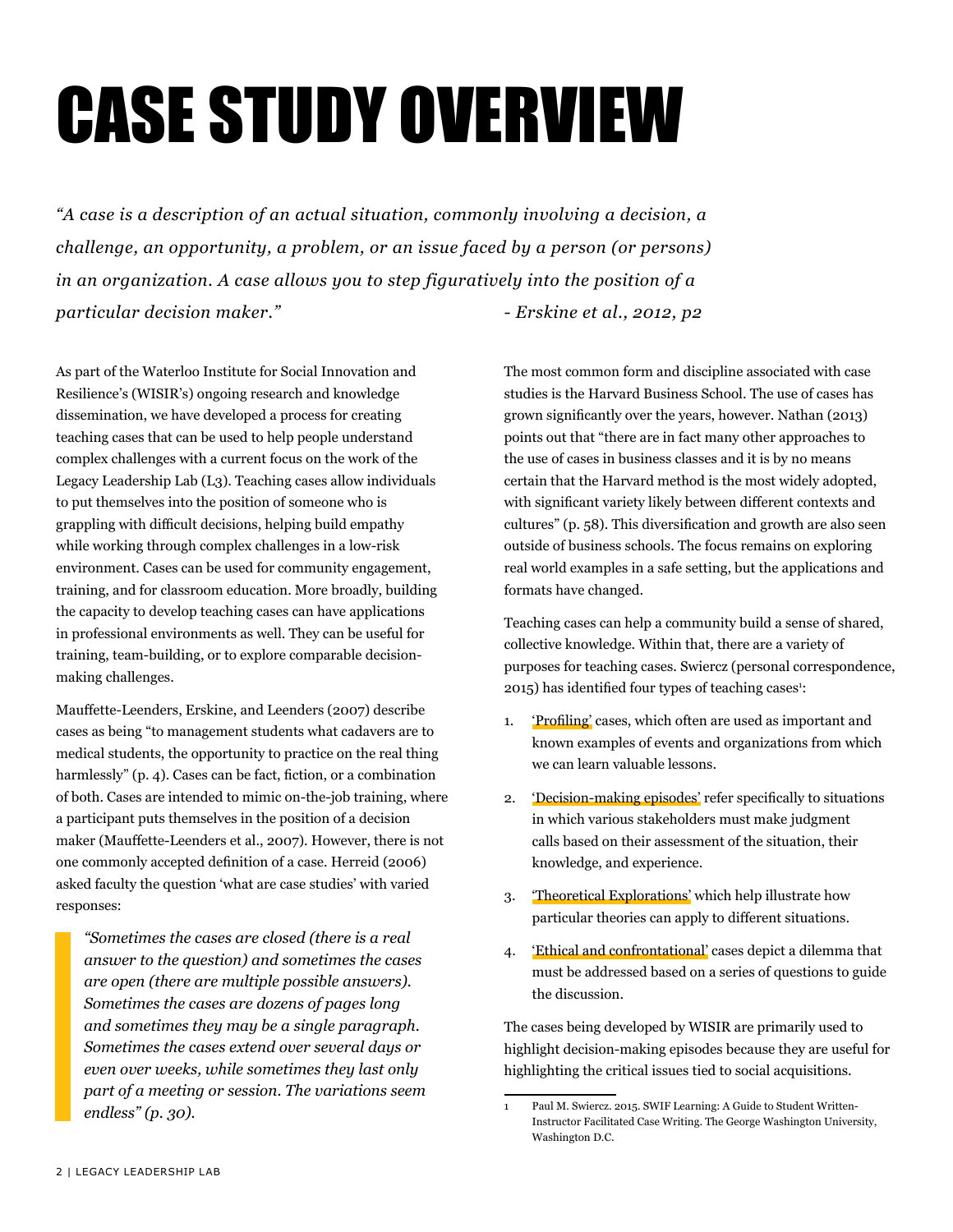# CASE STUDY OVERVIEW

*"A case is a description of an actual situation, commonly involving a decision, a challenge, an opportunity, a problem, or an issue faced by a person (or persons) in an organization. A case allows you to step figuratively into the position of a particular decision maker."* *- Erskine et al., 2012, p2*

As part of the Waterloo Institute for Social Innovation and Resilience's (WISIR's) ongoing research and knowledge dissemination, we have developed a process for creating teaching cases that can be used to help people understand complex challenges with a current focus on the work of the Legacy Leadership Lab (L3). Teaching cases allow individuals to put themselves into the position of someone who is grappling with difficult decisions, helping build empathy while working through complex challenges in a low-risk environment. Cases can be used for community engagement, training, and for classroom education. More broadly, building the capacity to develop teaching cases can have applications in professional environments as well. They can be useful for training, team-building, or to explore comparable decision-making challenges.

Mauffette-Leenders, Erskine, and Leenders (2007) describe cases as being "to management students what cadavers are to medical students, the opportunity to practice on the real thing harmlessly" (p. 4). Cases can be fact, fiction, or a combination of both. Cases are intended to mimic on-the-job training, where a participant puts themselves in the position of a decision maker (Mauffette-Leenders et al., 2007). However, there is not one commonly accepted definition of a case. Herreid (2006) asked faculty the question 'what are case studies' with varied responses:

> *"Sometimes the cases are closed (there is a real answer to the question) and sometimes the cases are open (there are multiple possible answers). Sometimes the cases are dozens of pages long and sometimes they may be a single paragraph. Sometimes the cases extend over several days or even over weeks, while sometimes they last only part of a meeting or session. The variations seem endless" (p. 30).*

The most common form and discipline associated with case studies is the Harvard Business School. The use of cases has grown significantly over the years, however. Nathan (2013) points out that "there are in fact many other approaches to the use of cases in business classes and it is by no means certain that the Harvard method is the most widely adopted, with significant variety likely between different contexts and cultures" (p. 58). This diversification and growth are also seen outside of business schools. The focus remains on exploring real world examples in a safe setting, but the applications and formats have changed.

Teaching cases can help a community build a sense of shared, collective knowledge. Within that, there are a variety of purposes for teaching cases. Swiercz (personal correspondence, 2015) has identified four types of teaching cases[1]:

1. 'Profiling' cases, which often are used as important and known examples of events and organizations from which we can learn valuable lessons.
2. 'Decision-making episodes' refer specifically to situations in which various stakeholders must make judgment calls based on their assessment of the situation, their knowledge, and experience.
3. 'Theoretical Explorations' which help illustrate how particular theories can apply to different situations.
4. 'Ethical and confrontational' cases depict a dilemma that must be addressed based on a series of questions to guide the discussion.

The cases being developed by WISIR are primarily used to highlight decision-making episodes because they are useful for highlighting the critical issues tied to social acquisitions.

1 Paul M. Swiercz. 2015. SWIF Learning: A Guide to Student Written-Instructor Facilitated Case Writing. The George Washington University, Washington D.C.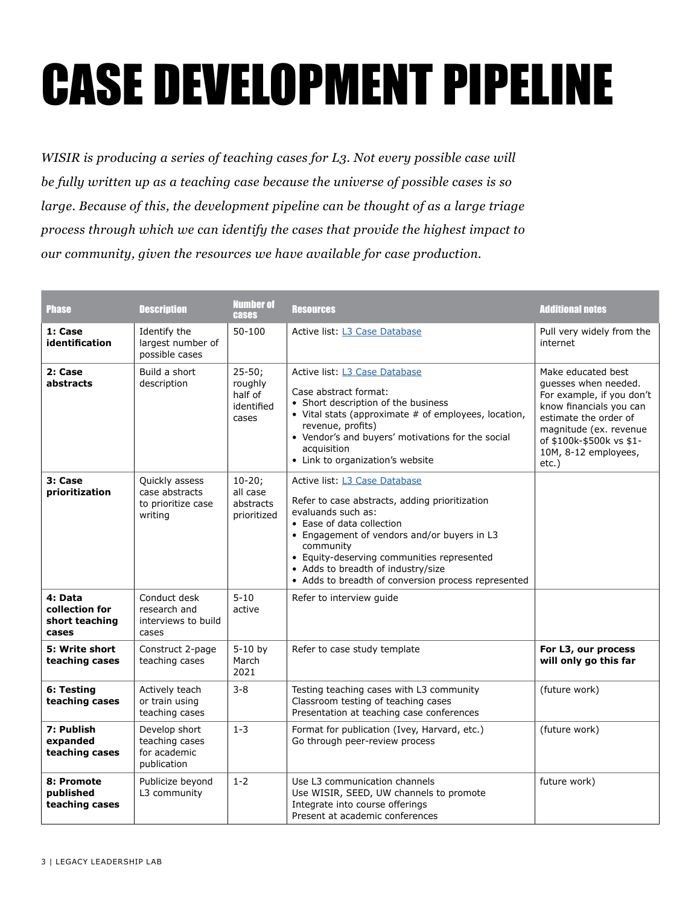# CASE DEVELOPMENT PIPELINE

*WISIR is producing a series of teaching cases for L3. Not every possible case will be fully written up as a teaching case because the universe of possible cases is so large. Because of this, the development pipeline can be thought of as a large triage process through which we can identify the cases that provide the highest impact to our community, given the resources we have available for case production.*

| Phase | Description | Number of cases | Resources | Additional notes |
|---|---|---|---|---|
| **1: Case identification** | Identify the largest number of possible cases | 50-100 | Active list: [L3 Case Database]() | Pull very widely from the internet |
| **2: Case abstracts** | Build a short description | 25-50; roughly half of identified cases | Active list: [L3 Case Database]()<br><br>Case abstract format:<br>• Short description of the business<br>• Vital stats (approximate # of employees, location, revenue, profits)<br>• Vendor's and buyers' motivations for the social acquisition<br>• Link to organization's website | Make educated best guesses when needed. For example, if you don't know financials you can estimate the order of magnitude (ex. revenue of $100k-$500k vs $1-10M, 8-12 employees, etc.) |
| **3: Case prioritization** | Quickly assess case abstracts to prioritize case writing | 10-20; all case abstracts prioritized | Active list: [L3 Case Database]()<br><br>Refer to case abstracts, adding prioritization evaluands such as:<br>• Ease of data collection<br>• Engagement of vendors and/or buyers in L3 community<br>• Equity-deserving communities represented<br>• Adds to breadth of industry/size<br>• Adds to breadth of conversion process represented | |
| **4: Data collection for short teaching cases** | Conduct desk research and interviews to build cases | 5-10 active | Refer to interview guide | |
| **5: Write short teaching cases** | Construct 2-page teaching cases | 5-10 by March 2021 | Refer to case study template | **For L3, our process will only go this far** |
| **6: Testing teaching cases** | Actively teach or train using teaching cases | 3-8 | Testing teaching cases with L3 community<br>Classroom testing of teaching cases<br>Presentation at teaching case conferences | (future work) |
| **7: Publish expanded teaching cases** | Develop short teaching cases for academic publication | 1-3 | Format for publication (Ivey, Harvard, etc.)<br>Go through peer-review process | (future work) |
| **8: Promote published teaching cases** | Publicize beyond L3 community | 1-2 | Use L3 communication channels<br>Use WISIR, SEED, UW channels to promote<br>Integrate into course offerings<br>Present at academic conferences | future work) |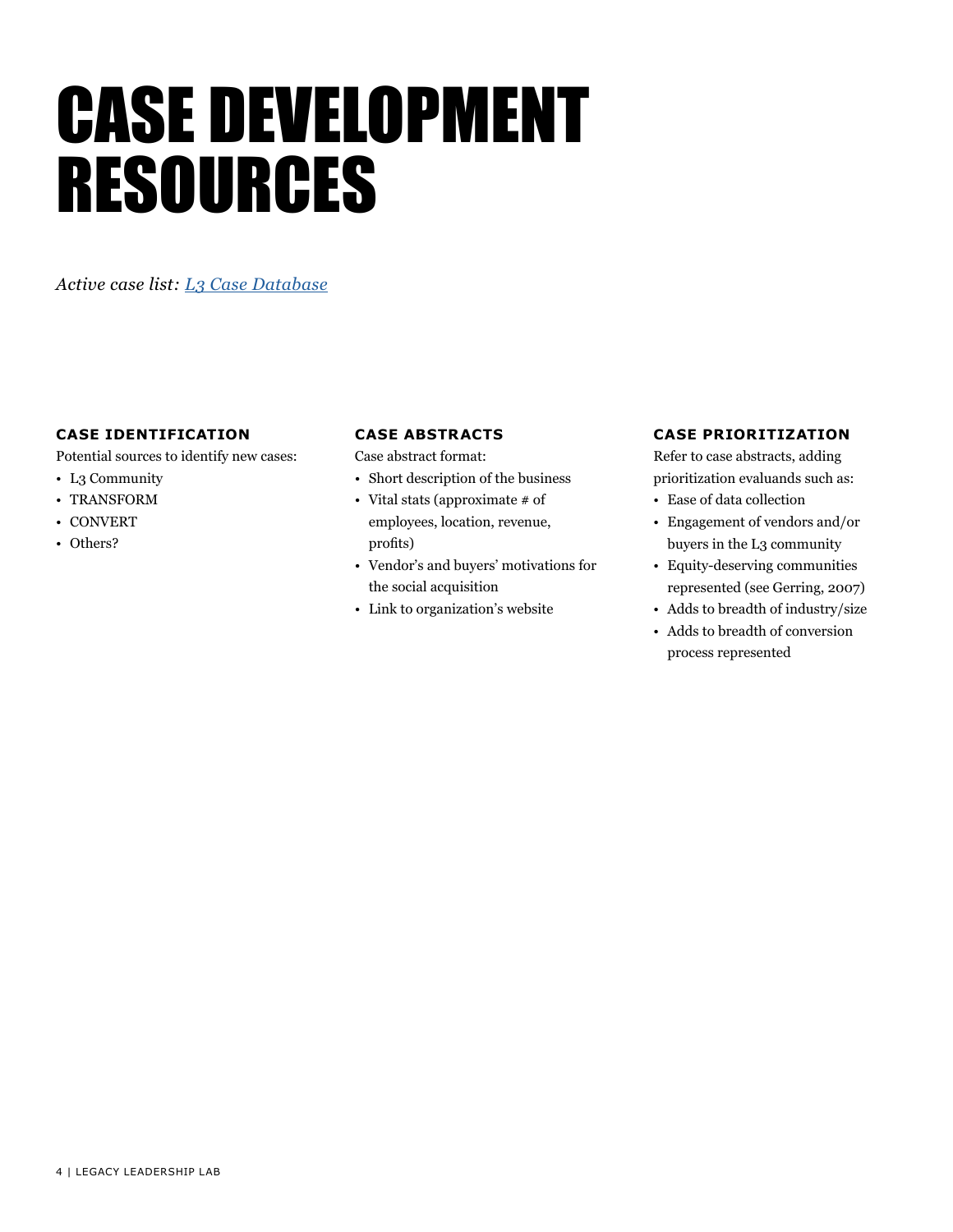# CASE DEVELOPMENT RESOURCES

*Active case list: [L3 Case Database]*

### CASE IDENTIFICATION

Potential sources to identify new cases:

- L3 Community
- TRANSFORM
- CONVERT
- Others?

### CASE ABSTRACTS

Case abstract format:

- Short description of the business
- Vital stats (approximate # of employees, location, revenue, profits)
- Vendor's and buyers' motivations for the social acquisition
- Link to organization's website

### CASE PRIORITIZATION

Refer to case abstracts, adding prioritization evaluands such as:

- Ease of data collection
- Engagement of vendors and/or buyers in the L3 community
- Equity-deserving communities represented (see Gerring, 2007)
- Adds to breadth of industry/size
- Adds to breadth of conversion process represented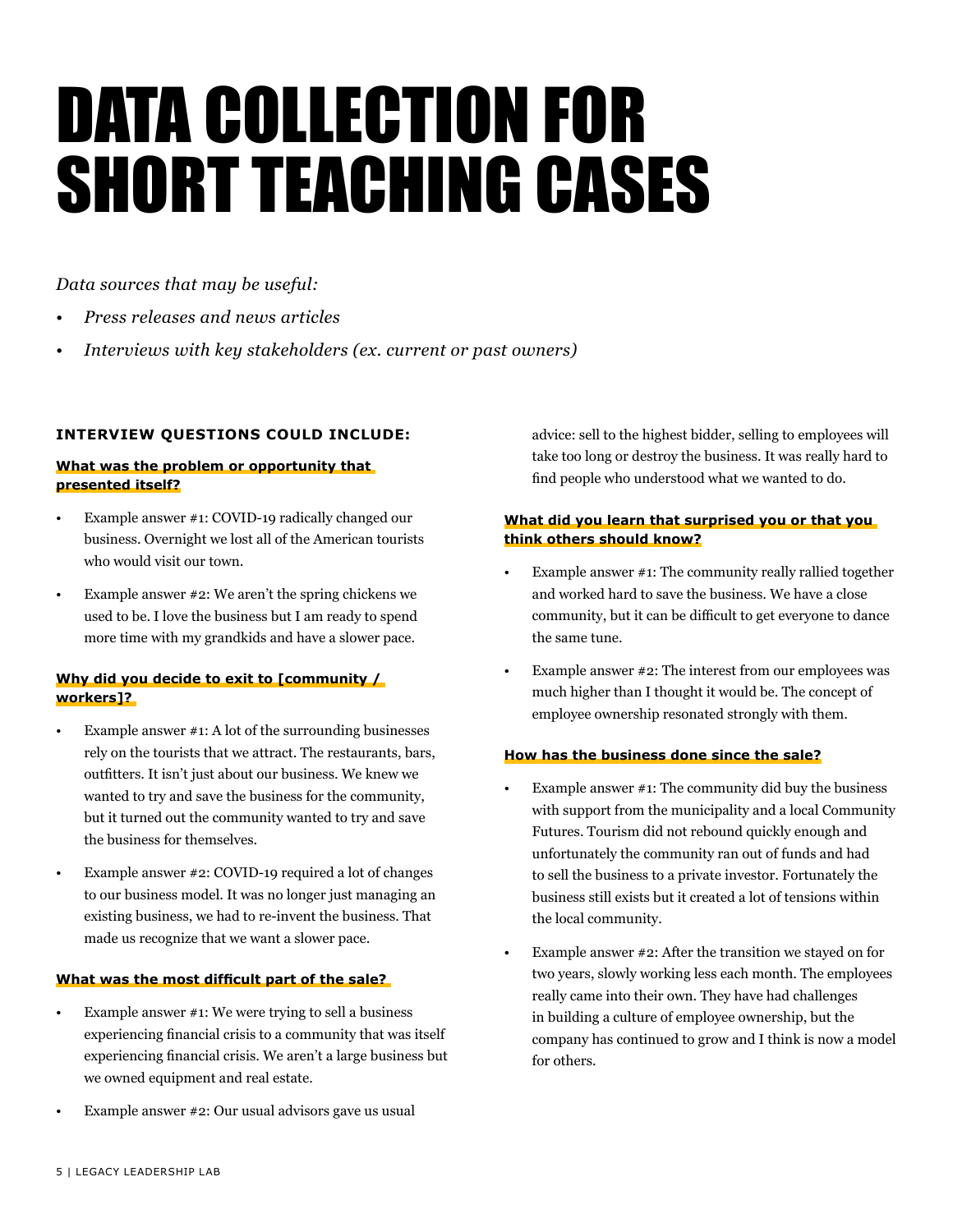# DATA COLLECTION FOR SHORT TEACHING CASES

*Data sources that may be useful:*

- *Press releases and news articles*
- *Interviews with key stakeholders (ex. current or past owners)*

**INTERVIEW QUESTIONS COULD INCLUDE:**

**What was the problem or opportunity that presented itself?**

- Example answer #1: COVID-19 radically changed our business. Overnight we lost all of the American tourists who would visit our town.
- Example answer #2: We aren't the spring chickens we used to be. I love the business but I am ready to spend more time with my grandkids and have a slower pace.

**Why did you decide to exit to [community / workers]?**

- Example answer #1: A lot of the surrounding businesses rely on the tourists that we attract. The restaurants, bars, outfitters. It isn't just about our business. We knew we wanted to try and save the business for the community, but it turned out the community wanted to try and save the business for themselves.
- Example answer #2: COVID-19 required a lot of changes to our business model. It was no longer just managing an existing business, we had to re-invent the business. That made us recognize that we want a slower pace.

**What was the most difficult part of the sale?**

- Example answer #1: We were trying to sell a business experiencing financial crisis to a community that was itself experiencing financial crisis. We aren't a large business but we owned equipment and real estate.
- Example answer #2: Our usual advisors gave us usual advice: sell to the highest bidder, selling to employees will take too long or destroy the business. It was really hard to find people who understood what we wanted to do.

**What did you learn that surprised you or that you think others should know?**

- Example answer #1: The community really rallied together and worked hard to save the business. We have a close community, but it can be difficult to get everyone to dance the same tune.
- Example answer #2: The interest from our employees was much higher than I thought it would be. The concept of employee ownership resonated strongly with them.

**How has the business done since the sale?**

- Example answer #1: The community did buy the business with support from the municipality and a local Community Futures. Tourism did not rebound quickly enough and unfortunately the community ran out of funds and had to sell the business to a private investor. Fortunately the business still exists but it created a lot of tensions within the local community.
- Example answer #2: After the transition we stayed on for two years, slowly working less each month. The employees really came into their own. They have had challenges in building a culture of employee ownership, but the company has continued to grow and I think is now a model for others.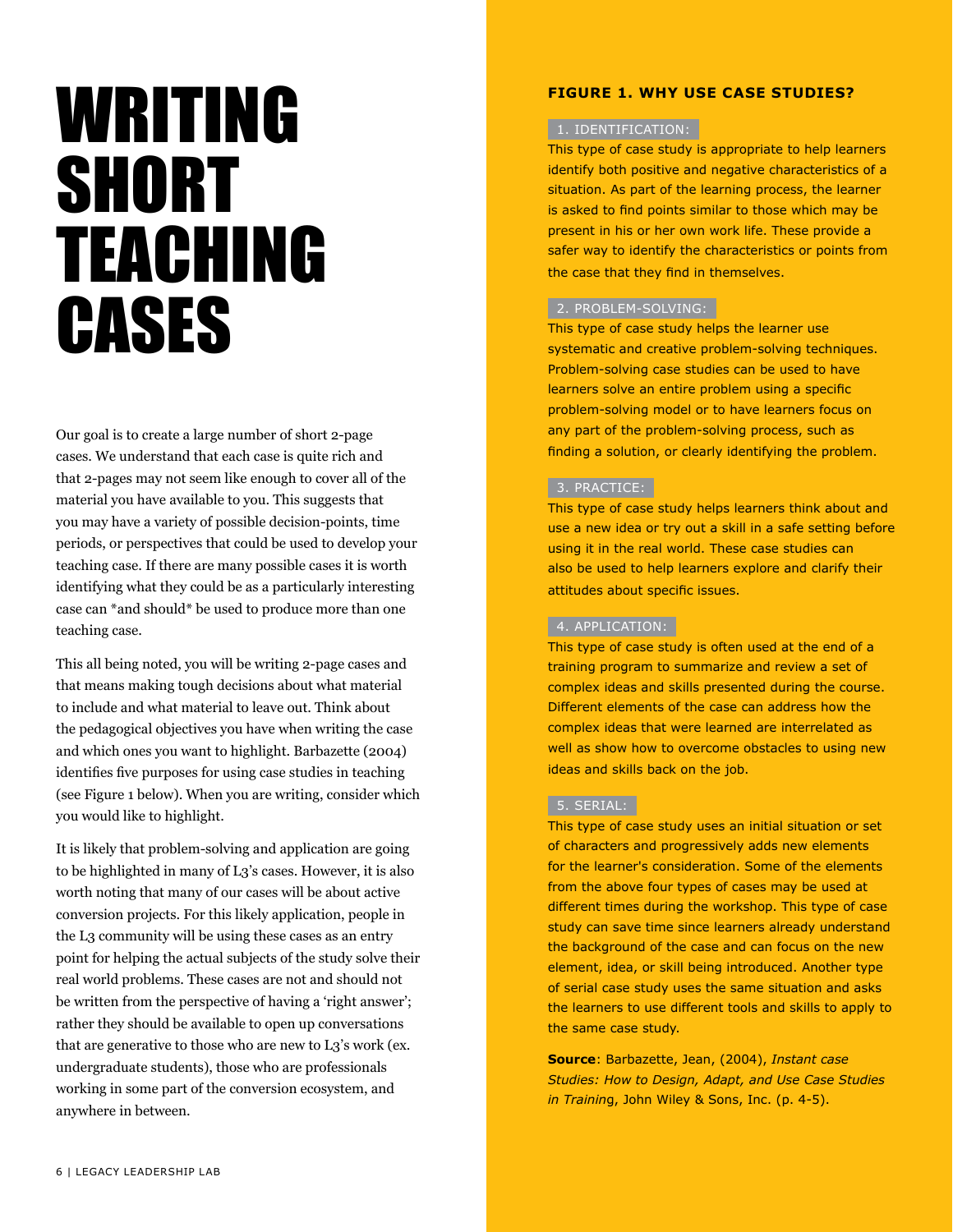# WRITING SHORT TEACHING CASES

Our goal is to create a large number of short 2-page cases. We understand that each case is quite rich and that 2-pages may not seem like enough to cover all of the material you have available to you. This suggests that you may have a variety of possible decision-points, time periods, or perspectives that could be used to develop your teaching case. If there are many possible cases it is worth identifying what they could be as a particularly interesting case can *and should* be used to produce more than one teaching case.

This all being noted, you will be writing 2-page cases and that means making tough decisions about what material to include and what material to leave out. Think about the pedagogical objectives you have when writing the case and which ones you want to highlight. Barbazette (2004) identifies five purposes for using case studies in teaching (see Figure 1 below). When you are writing, consider which you would like to highlight.

It is likely that problem-solving and application are going to be highlighted in many of L3's cases. However, it is also worth noting that many of our cases will be about active conversion projects. For this likely application, people in the L3 community will be using these cases as an entry point for helping the actual subjects of the study solve their real world problems. These cases are not and should not be written from the perspective of having a 'right answer'; rather they should be available to open up conversations that are generative to those who are new to L3's work (ex. undergraduate students), those who are professionals working in some part of the conversion ecosystem, and anywhere in between.

### FIGURE 1. WHY USE CASE STUDIES?

**1. IDENTIFICATION:**
This type of case study is appropriate to help learners identify both positive and negative characteristics of a situation. As part of the learning process, the learner is asked to find points similar to those which may be present in his or her own work life. These provide a safer way to identify the characteristics or points from the case that they find in themselves.

**2. PROBLEM-SOLVING:**
This type of case study helps the learner use systematic and creative problem-solving techniques. Problem-solving case studies can be used to have learners solve an entire problem using a specific problem-solving model or to have learners focus on any part of the problem-solving process, such as finding a solution, or clearly identifying the problem.

**3. PRACTICE:**
This type of case study helps learners think about and use a new idea or try out a skill in a safe setting before using it in the real world. These case studies can also be used to help learners explore and clarify their attitudes about specific issues.

**4. APPLICATION:**
This type of case study is often used at the end of a training program to summarize and review a set of complex ideas and skills presented during the course. Different elements of the case can address how the complex ideas that were learned are interrelated as well as show how to overcome obstacles to using new ideas and skills back on the job.

**5. SERIAL:**
This type of case study uses an initial situation or set of characters and progressively adds new elements for the learner's consideration. Some of the elements from the above four types of cases may be used at different times during the workshop. This type of case study can save time since learners already understand the background of the case and can focus on the new element, idea, or skill being introduced. Another type of serial case study uses the same situation and asks the learners to use different tools and skills to apply to the same case study.

**Source**: Barbazette, Jean, (2004), *Instant case Studies: How to Design, Adapt, and Use Case Studies in Training*, John Wiley & Sons, Inc. (p. 4-5).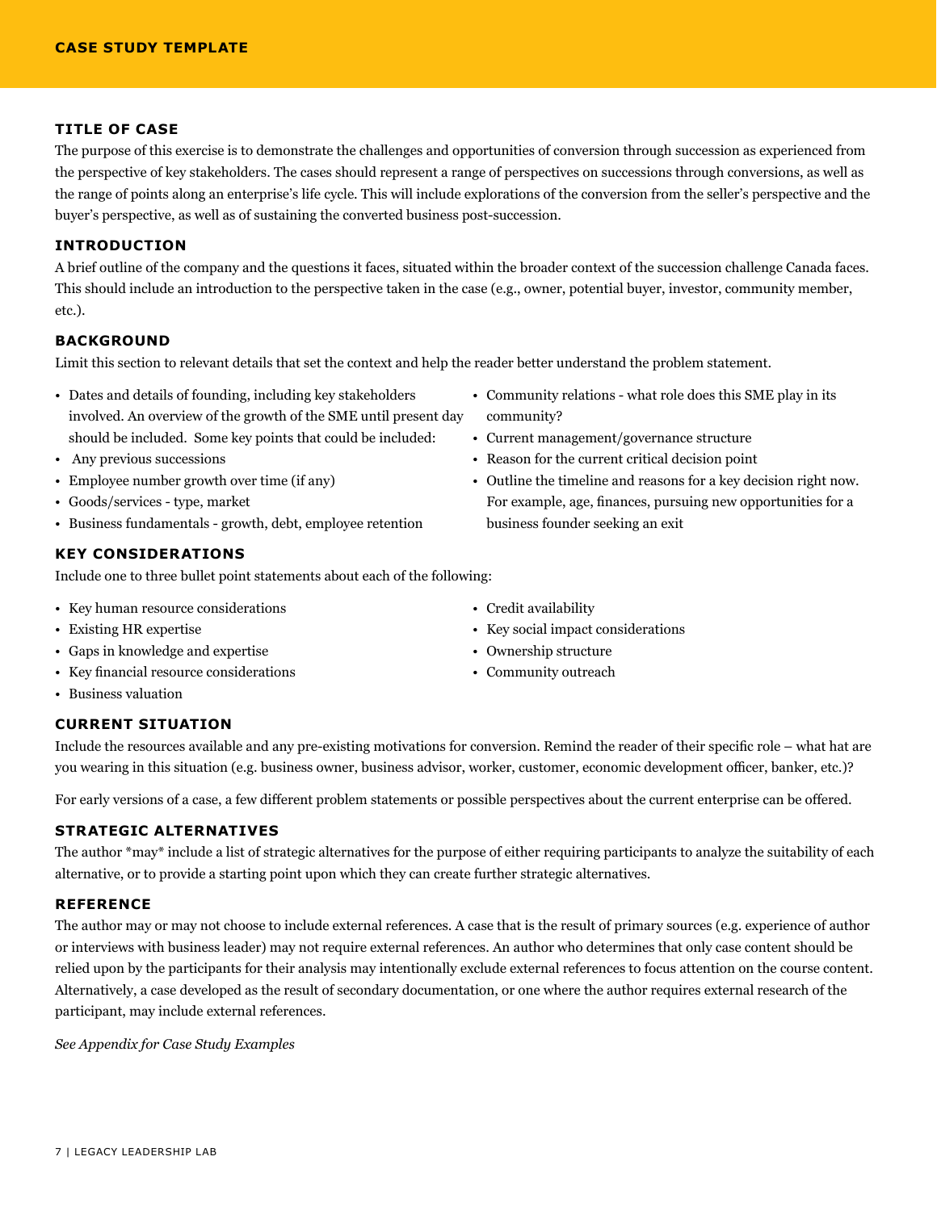# CASE STUDY TEMPLATE

## TITLE OF CASE

The purpose of this exercise is to demonstrate the challenges and opportunities of conversion through succession as experienced from the perspective of key stakeholders. The cases should represent a range of perspectives on successions through conversions, as well as the range of points along an enterprise's life cycle. This will include explorations of the conversion from the seller's perspective and the buyer's perspective, as well as of sustaining the converted business post-succession.

## INTRODUCTION

A brief outline of the company and the questions it faces, situated within the broader context of the succession challenge Canada faces. This should include an introduction to the perspective taken in the case (e.g., owner, potential buyer, investor, community member, etc.).

## BACKGROUND

Limit this section to relevant details that set the context and help the reader better understand the problem statement.

- Dates and details of founding, including key stakeholders involved. An overview of the growth of the SME until present day should be included. Some key points that could be included:
- Any previous successions
- Employee number growth over time (if any)
- Goods/services - type, market
- Business fundamentals - growth, debt, employee retention
- Community relations - what role does this SME play in its community?
- Current management/governance structure
- Reason for the current critical decision point
- Outline the timeline and reasons for a key decision right now. For example, age, finances, pursuing new opportunities for a business founder seeking an exit

## KEY CONSIDERATIONS

Include one to three bullet point statements about each of the following:

- Key human resource considerations
- Existing HR expertise
- Gaps in knowledge and expertise
- Key financial resource considerations
- Business valuation
- Credit availability
- Key social impact considerations
- Ownership structure
- Community outreach

## CURRENT SITUATION

Include the resources available and any pre-existing motivations for conversion. Remind the reader of their specific role – what hat are you wearing in this situation (e.g. business owner, business advisor, worker, customer, economic development officer, banker, etc.)?

For early versions of a case, a few different problem statements or possible perspectives about the current enterprise can be offered.

## STRATEGIC ALTERNATIVES

The author *may* include a list of strategic alternatives for the purpose of either requiring participants to analyze the suitability of each alternative, or to provide a starting point upon which they can create further strategic alternatives.

## REFERENCE

The author may or may not choose to include external references. A case that is the result of primary sources (e.g. experience of author or interviews with business leader) may not require external references. An author who determines that only case content should be relied upon by the participants for their analysis may intentionally exclude external references to focus attention on the course content. Alternatively, a case developed as the result of secondary documentation, or one where the author requires external research of the participant, may include external references.

*See Appendix for Case Study Examples*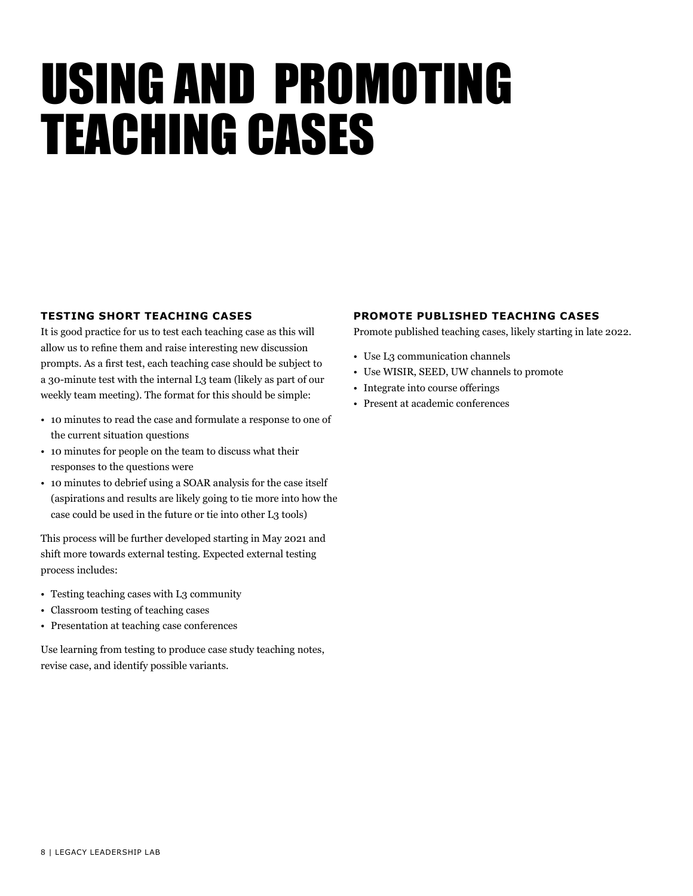# USING AND PROMOTING TEACHING CASES

### TESTING SHORT TEACHING CASES

It is good practice for us to test each teaching case as this will allow us to refine them and raise interesting new discussion prompts. As a first test, each teaching case should be subject to a 30-minute test with the internal L3 team (likely as part of our weekly team meeting). The format for this should be simple:

- 10 minutes to read the case and formulate a response to one of the current situation questions
- 10 minutes for people on the team to discuss what their responses to the questions were
- 10 minutes to debrief using a SOAR analysis for the case itself (aspirations and results are likely going to tie more into how the case could be used in the future or tie into other L3 tools)

This process will be further developed starting in May 2021 and shift more towards external testing. Expected external testing process includes:

- Testing teaching cases with L3 community
- Classroom testing of teaching cases
- Presentation at teaching case conferences

Use learning from testing to produce case study teaching notes, revise case, and identify possible variants.

### PROMOTE PUBLISHED TEACHING CASES

Promote published teaching cases, likely starting in late 2022.

- Use L3 communication channels
- Use WISIR, SEED, UW channels to promote
- Integrate into course offerings
- Present at academic conferences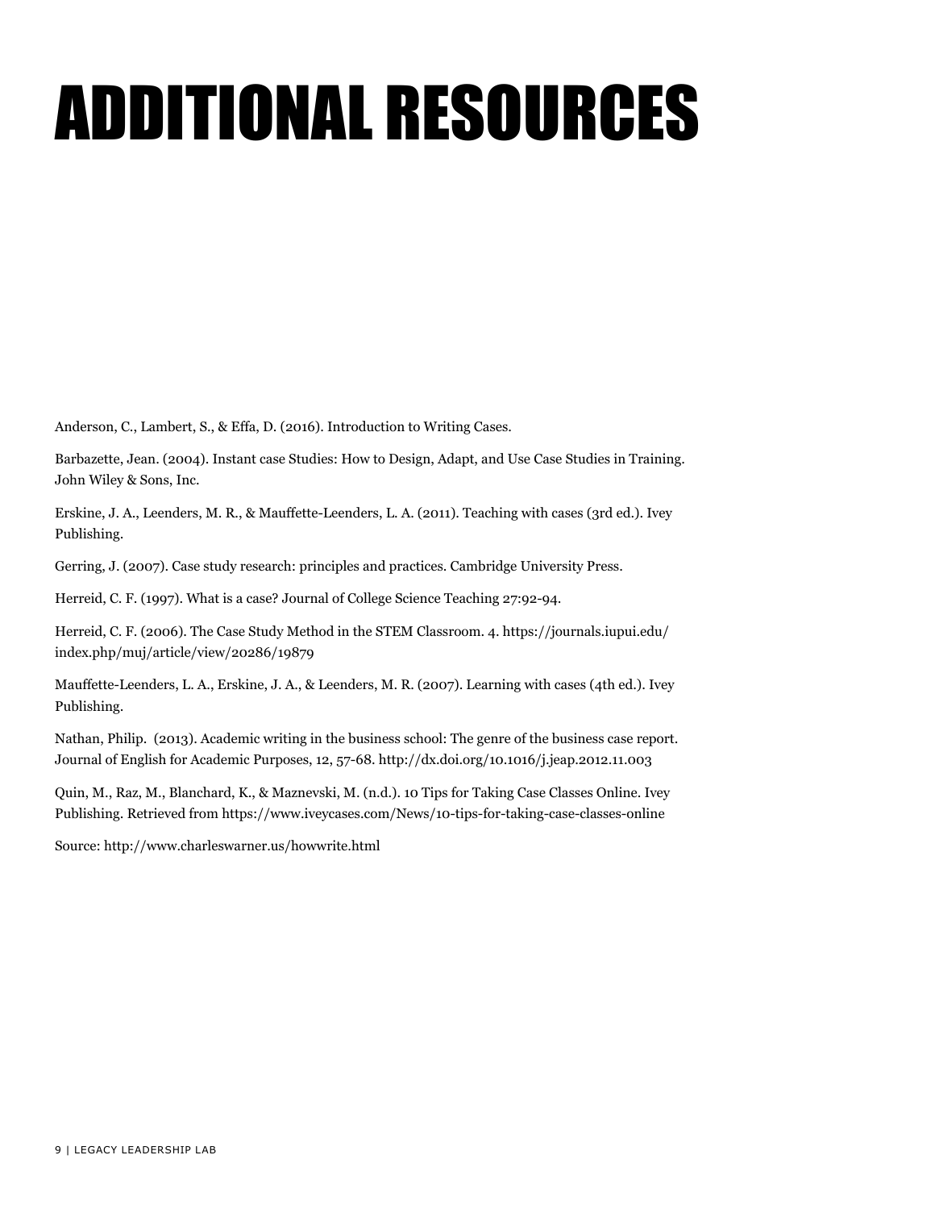# ADDITIONAL RESOURCES

Anderson, C., Lambert, S., & Effa, D. (2016). Introduction to Writing Cases.

Barbazette, Jean. (2004). Instant case Studies: How to Design, Adapt, and Use Case Studies in Training. John Wiley & Sons, Inc.

Erskine, J. A., Leenders, M. R., & Mauffette-Leenders, L. A. (2011). Teaching with cases (3rd ed.). Ivey Publishing.

Gerring, J. (2007). Case study research: principles and practices. Cambridge University Press.

Herreid, C. F. (1997). What is a case? Journal of College Science Teaching 27:92-94.

Herreid, C. F. (2006). The Case Study Method in the STEM Classroom. 4. https://journals.iupui.edu/index.php/muj/article/view/20286/19879

Mauffette-Leenders, L. A., Erskine, J. A., & Leenders, M. R. (2007). Learning with cases (4th ed.). Ivey Publishing.

Nathan, Philip. (2013). Academic writing in the business school: The genre of the business case report. Journal of English for Academic Purposes, 12, 57-68. http://dx.doi.org/10.1016/j.jeap.2012.11.003

Quin, M., Raz, M., Blanchard, K., & Maznevski, M. (n.d.). 10 Tips for Taking Case Classes Online. Ivey Publishing. Retrieved from https://www.iveycases.com/News/10-tips-for-taking-case-classes-online

Source: http://www.charleswarner.us/howwrite.html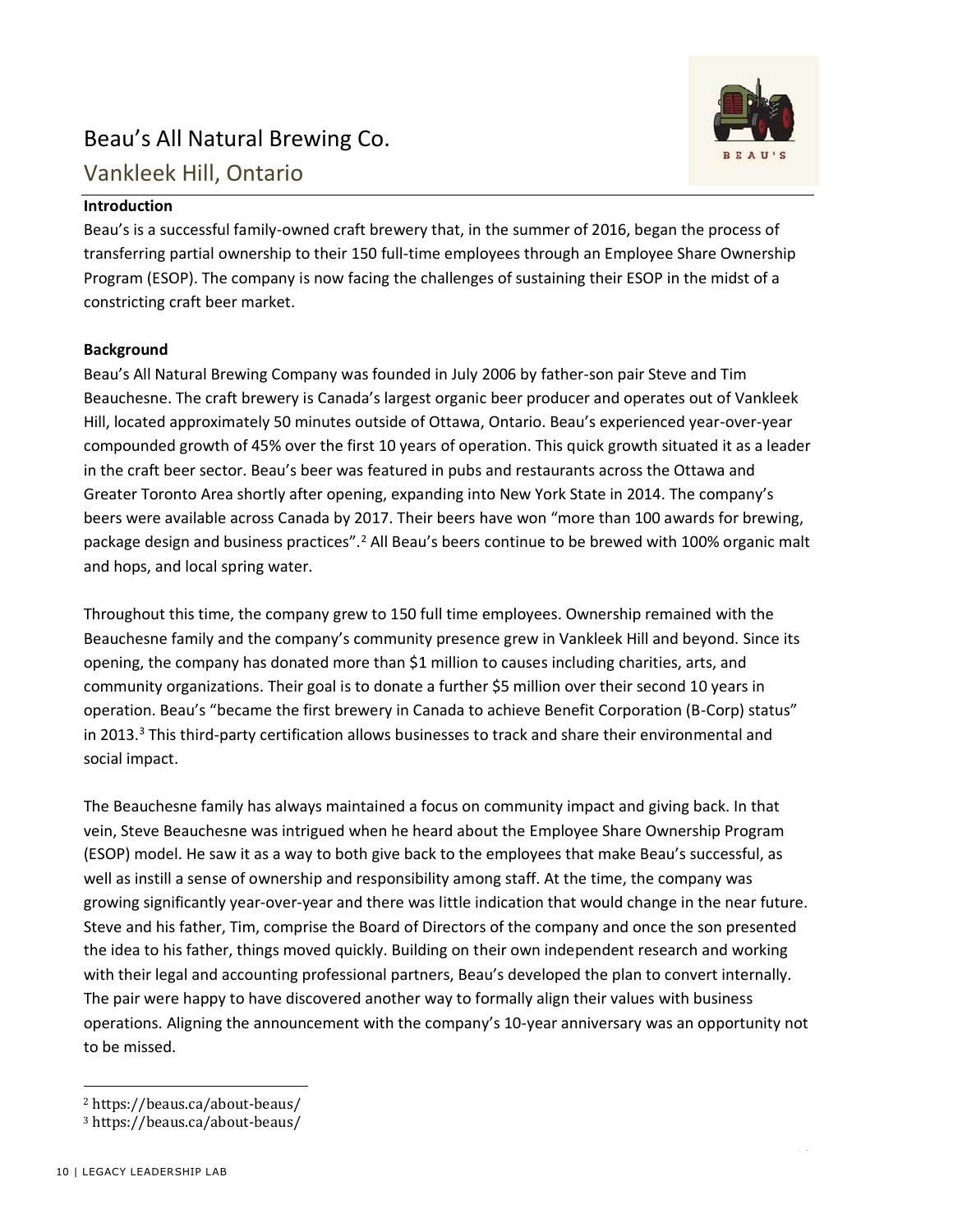# Beau's All Natural Brewing Co.

## Vankleek Hill, Ontario

**Introduction**

Beau's is a successful family-owned craft brewery that, in the summer of 2016, began the process of transferring partial ownership to their 150 full-time employees through an Employee Share Ownership Program (ESOP). The company is now facing the challenges of sustaining their ESOP in the midst of a constricting craft beer market.

**Background**

Beau's All Natural Brewing Company was founded in July 2006 by father-son pair Steve and Tim Beauchesne. The craft brewery is Canada's largest organic beer producer and operates out of Vankleek Hill, located approximately 50 minutes outside of Ottawa, Ontario. Beau's experienced year-over-year compounded growth of 45% over the first 10 years of operation. This quick growth situated it as a leader in the craft beer sector. Beau's beer was featured in pubs and restaurants across the Ottawa and Greater Toronto Area shortly after opening, expanding into New York State in 2014. The company's beers were available across Canada by 2017. Their beers have won "more than 100 awards for brewing, package design and business practices".[2] All Beau's beers continue to be brewed with 100% organic malt and hops, and local spring water.

Throughout this time, the company grew to 150 full time employees. Ownership remained with the Beauchesne family and the company's community presence grew in Vankleek Hill and beyond. Since its opening, the company has donated more than $1 million to causes including charities, arts, and community organizations. Their goal is to donate a further $5 million over their second 10 years in operation. Beau's "became the first brewery in Canada to achieve Benefit Corporation (B-Corp) status" in 2013.[3] This third-party certification allows businesses to track and share their environmental and social impact.

The Beauchesne family has always maintained a focus on community impact and giving back. In that vein, Steve Beauchesne was intrigued when he heard about the Employee Share Ownership Program (ESOP) model. He saw it as a way to both give back to the employees that make Beau's successful, as well as instill a sense of ownership and responsibility among staff. At the time, the company was growing significantly year-over-year and there was little indication that would change in the near future. Steve and his father, Tim, comprise the Board of Directors of the company and once the son presented the idea to his father, things moved quickly. Building on their own independent research and working with their legal and accounting professional partners, Beau's developed the plan to convert internally. The pair were happy to have discovered another way to formally align their values with business operations. Aligning the announcement with the company's 10-year anniversary was an opportunity not to be missed.

---

[2] https://beaus.ca/about-beaus/

[3] https://beaus.ca/about-beaus/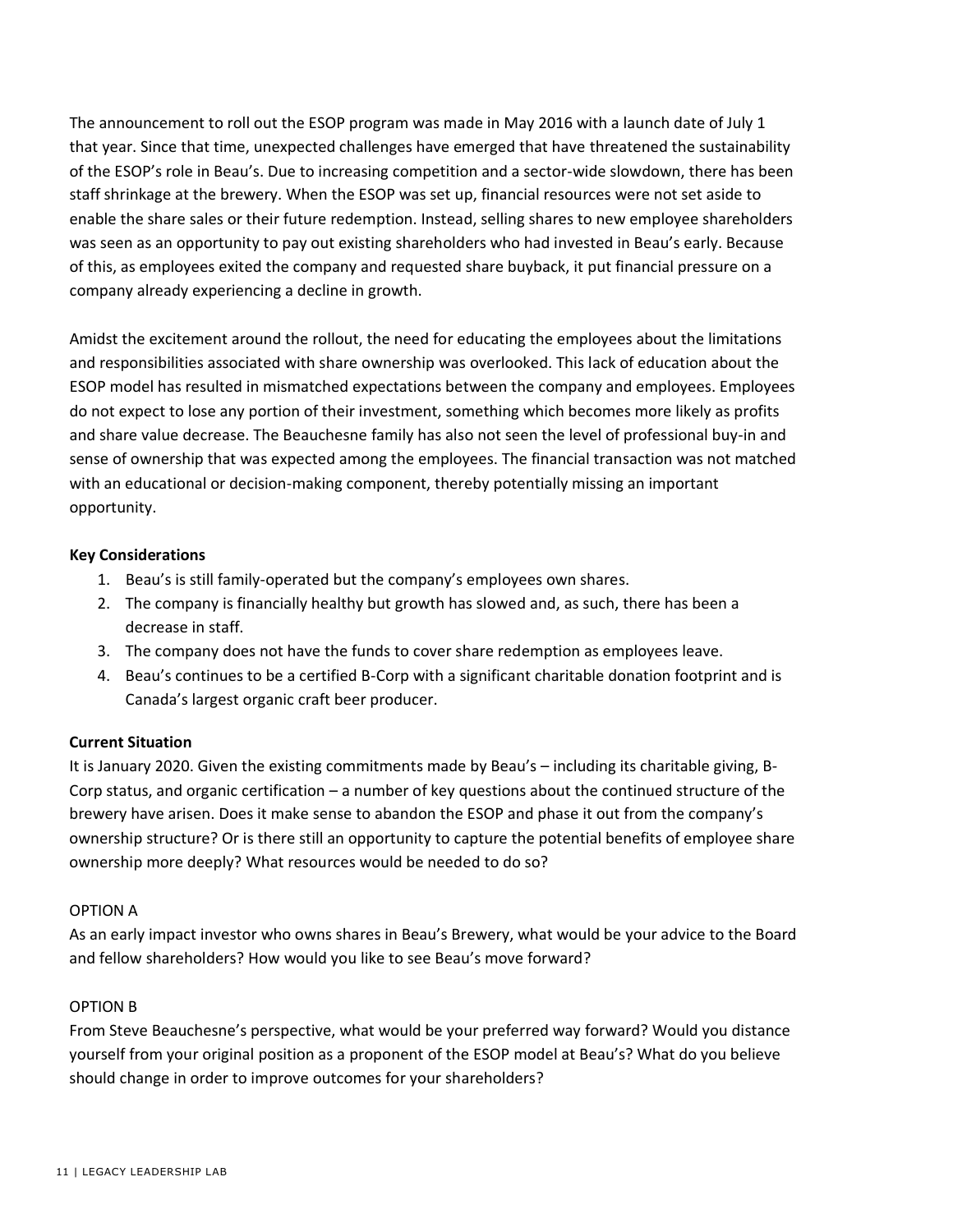The announcement to roll out the ESOP program was made in May 2016 with a launch date of July 1 that year. Since that time, unexpected challenges have emerged that have threatened the sustainability of the ESOP's role in Beau's. Due to increasing competition and a sector-wide slowdown, there has been staff shrinkage at the brewery. When the ESOP was set up, financial resources were not set aside to enable the share sales or their future redemption. Instead, selling shares to new employee shareholders was seen as an opportunity to pay out existing shareholders who had invested in Beau's early. Because of this, as employees exited the company and requested share buyback, it put financial pressure on a company already experiencing a decline in growth.

Amidst the excitement around the rollout, the need for educating the employees about the limitations and responsibilities associated with share ownership was overlooked. This lack of education about the ESOP model has resulted in mismatched expectations between the company and employees. Employees do not expect to lose any portion of their investment, something which becomes more likely as profits and share value decrease. The Beauchesne family has also not seen the level of professional buy-in and sense of ownership that was expected among the employees. The financial transaction was not matched with an educational or decision-making component, thereby potentially missing an important opportunity.

**Key Considerations**

1. Beau's is still family-operated but the company's employees own shares.
2. The company is financially healthy but growth has slowed and, as such, there has been a decrease in staff.
3. The company does not have the funds to cover share redemption as employees leave.
4. Beau's continues to be a certified B-Corp with a significant charitable donation footprint and is Canada's largest organic craft beer producer.

**Current Situation**

It is January 2020. Given the existing commitments made by Beau's – including its charitable giving, B-Corp status, and organic certification – a number of key questions about the continued structure of the brewery have arisen. Does it make sense to abandon the ESOP and phase it out from the company's ownership structure? Or is there still an opportunity to capture the potential benefits of employee share ownership more deeply? What resources would be needed to do so?

OPTION A

As an early impact investor who owns shares in Beau's Brewery, what would be your advice to the Board and fellow shareholders? How would you like to see Beau's move forward?

OPTION B

From Steve Beauchesne's perspective, what would be your preferred way forward? Would you distance yourself from your original position as a proponent of the ESOP model at Beau's? What do you believe should change in order to improve outcomes for your shareholders?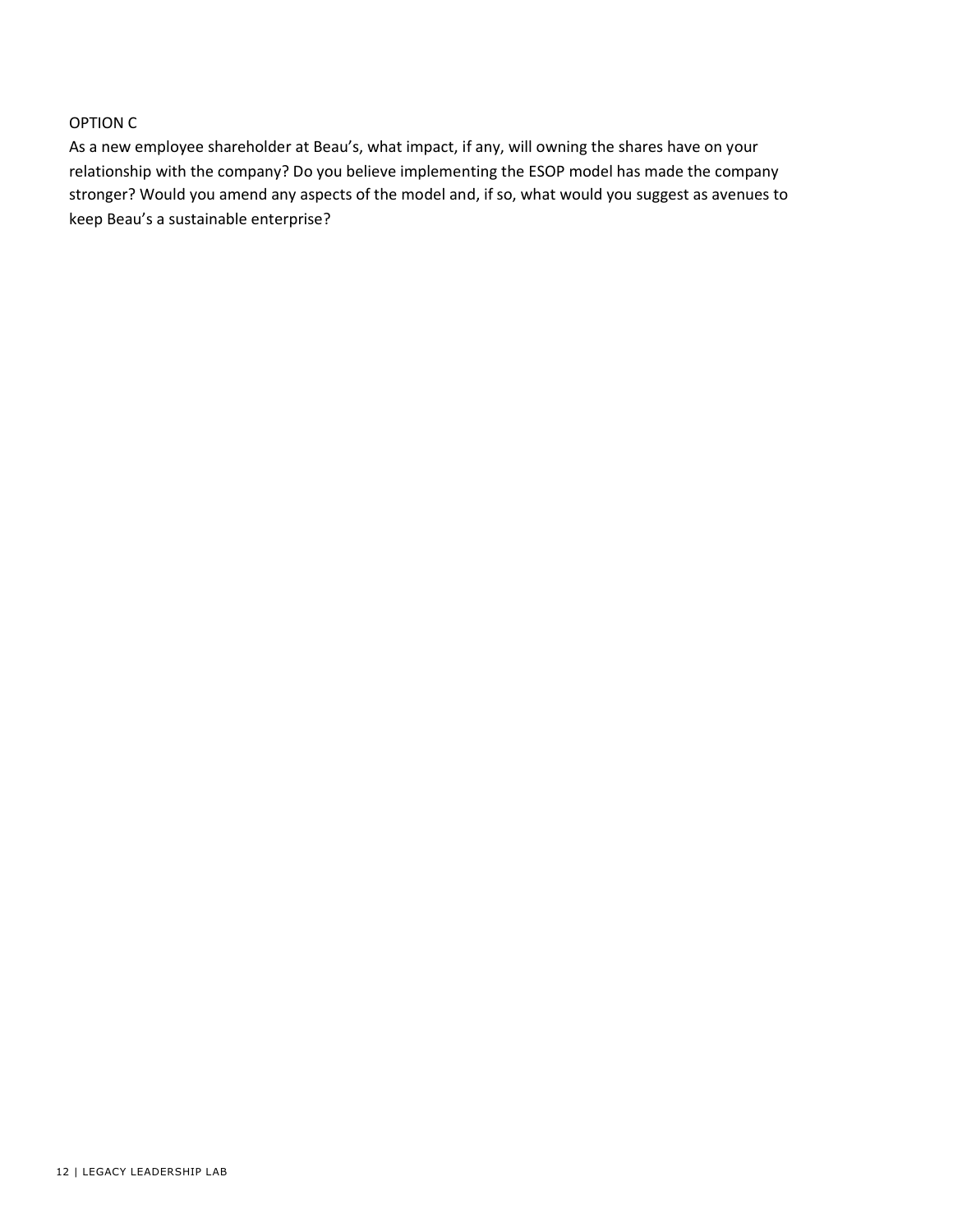OPTION C

As a new employee shareholder at Beau's, what impact, if any, will owning the shares have on your relationship with the company? Do you believe implementing the ESOP model has made the company stronger? Would you amend any aspects of the model and, if so, what would you suggest as avenues to keep Beau's a sustainable enterprise?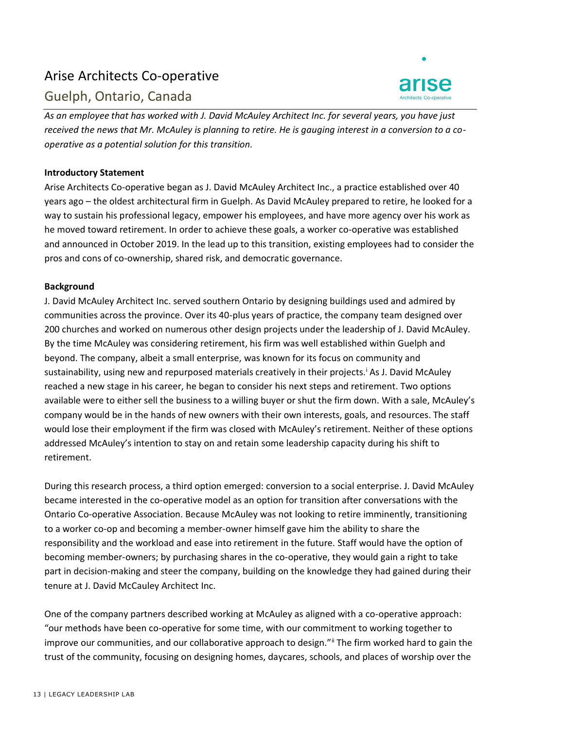# Arise Architects Co-operative

## Guelph, Ontario, Canada

*As an employee that has worked with J. David McAuley Architect Inc. for several years, you have just received the news that Mr. McAuley is planning to retire. He is gauging interest in a conversion to a co-operative as a potential solution for this transition.*

**Introductory Statement**

Arise Architects Co-operative began as J. David McAuley Architect Inc., a practice established over 40 years ago – the oldest architectural firm in Guelph. As David McAuley prepared to retire, he looked for a way to sustain his professional legacy, empower his employees, and have more agency over his work as he moved toward retirement. In order to achieve these goals, a worker co-operative was established and announced in October 2019. In the lead up to this transition, existing employees had to consider the pros and cons of co-ownership, shared risk, and democratic governance.

**Background**

J. David McAuley Architect Inc. served southern Ontario by designing buildings used and admired by communities across the province. Over its 40-plus years of practice, the company team designed over 200 churches and worked on numerous other design projects under the leadership of J. David McAuley. By the time McAuley was considering retirement, his firm was well established within Guelph and beyond. The company, albeit a small enterprise, was known for its focus on community and sustainability, using new and repurposed materials creatively in their projects.[i] As J. David McAuley reached a new stage in his career, he began to consider his next steps and retirement. Two options available were to either sell the business to a willing buyer or shut the firm down. With a sale, McAuley's company would be in the hands of new owners with their own interests, goals, and resources. The staff would lose their employment if the firm was closed with McAuley's retirement. Neither of these options addressed McAuley's intention to stay on and retain some leadership capacity during his shift to retirement.

During this research process, a third option emerged: conversion to a social enterprise. J. David McAuley became interested in the co-operative model as an option for transition after conversations with the Ontario Co-operative Association. Because McAuley was not looking to retire imminently, transitioning to a worker co-op and becoming a member-owner himself gave him the ability to share the responsibility and the workload and ease into retirement in the future. Staff would have the option of becoming member-owners; by purchasing shares in the co-operative, they would gain a right to take part in decision-making and steer the company, building on the knowledge they had gained during their tenure at J. David McCauley Architect Inc.

One of the company partners described working at McAuley as aligned with a co-operative approach: "our methods have been co-operative for some time, with our commitment to working together to improve our communities, and our collaborative approach to design."[ii] The firm worked hard to gain the trust of the community, focusing on designing homes, daycares, schools, and places of worship over the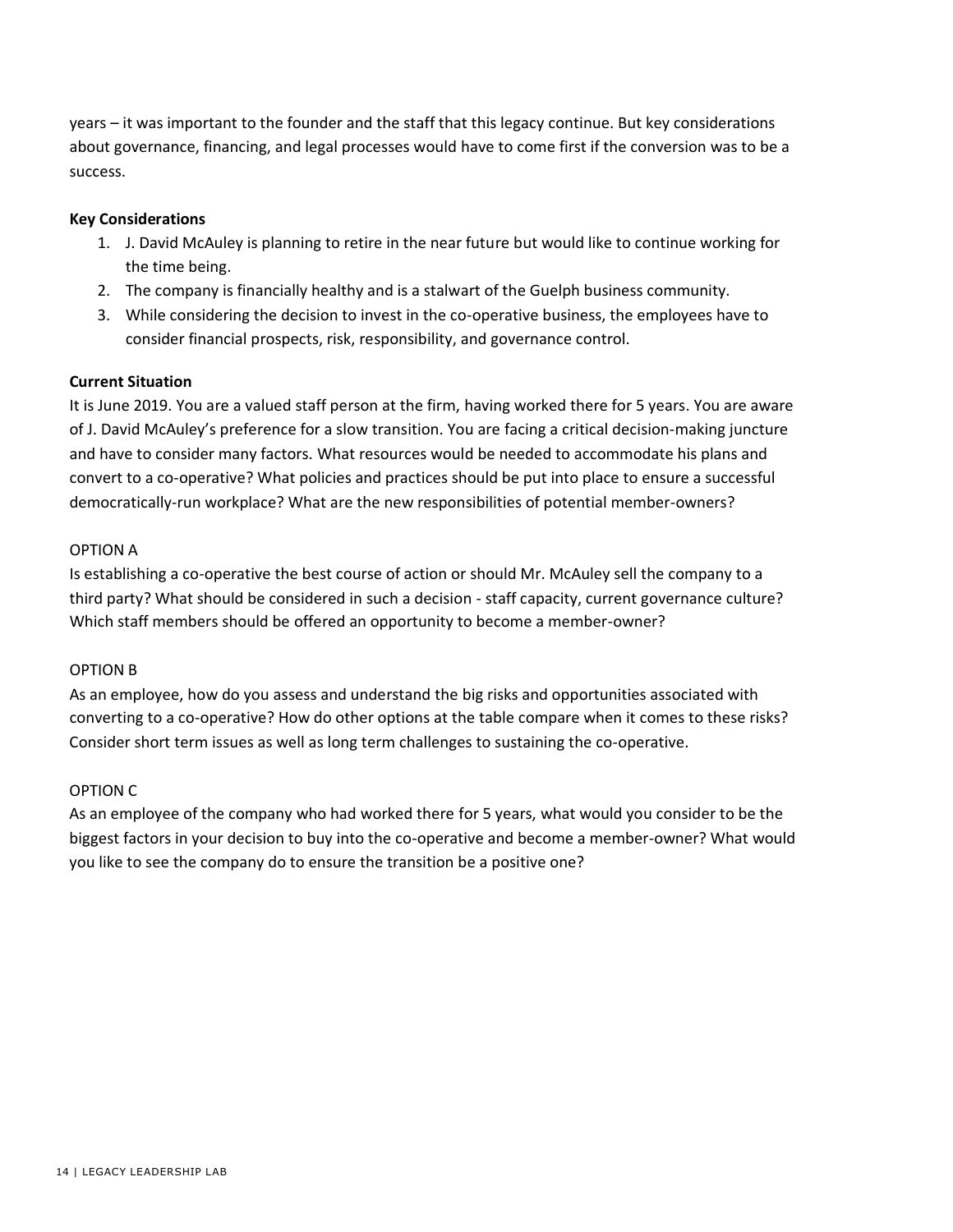years – it was important to the founder and the staff that this legacy continue. But key considerations about governance, financing, and legal processes would have to come first if the conversion was to be a success.

**Key Considerations**

1. J. David McAuley is planning to retire in the near future but would like to continue working for the time being.
2. The company is financially healthy and is a stalwart of the Guelph business community.
3. While considering the decision to invest in the co-operative business, the employees have to consider financial prospects, risk, responsibility, and governance control.

**Current Situation**

It is June 2019. You are a valued staff person at the firm, having worked there for 5 years. You are aware of J. David McAuley's preference for a slow transition. You are facing a critical decision-making juncture and have to consider many factors. What resources would be needed to accommodate his plans and convert to a co-operative? What policies and practices should be put into place to ensure a successful democratically-run workplace? What are the new responsibilities of potential member-owners?

OPTION A

Is establishing a co-operative the best course of action or should Mr. McAuley sell the company to a third party? What should be considered in such a decision - staff capacity, current governance culture? Which staff members should be offered an opportunity to become a member-owner?

OPTION B

As an employee, how do you assess and understand the big risks and opportunities associated with converting to a co-operative? How do other options at the table compare when it comes to these risks? Consider short term issues as well as long term challenges to sustaining the co-operative.

OPTION C

As an employee of the company who had worked there for 5 years, what would you consider to be the biggest factors in your decision to buy into the co-operative and become a member-owner? What would you like to see the company do to ensure the transition be a positive one?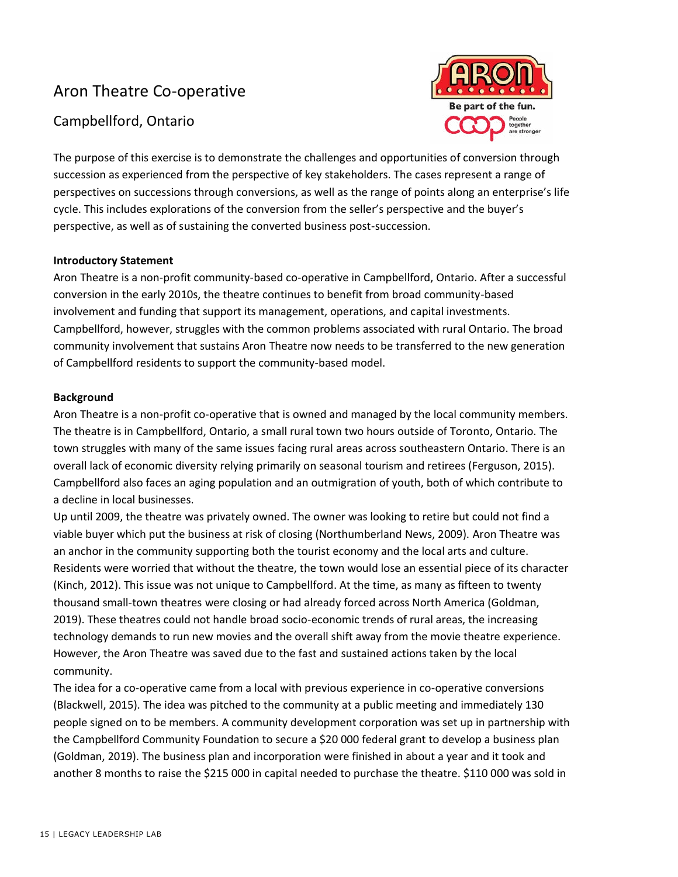# Aron Theatre Co-operative

## Campbellford, Ontario

The purpose of this exercise is to demonstrate the challenges and opportunities of conversion through succession as experienced from the perspective of key stakeholders. The cases represent a range of perspectives on successions through conversions, as well as the range of points along an enterprise's life cycle. This includes explorations of the conversion from the seller's perspective and the buyer's perspective, as well as of sustaining the converted business post-succession.

**Introductory Statement**

Aron Theatre is a non-profit community-based co-operative in Campbellford, Ontario. After a successful conversion in the early 2010s, the theatre continues to benefit from broad community-based involvement and funding that support its management, operations, and capital investments. Campbellford, however, struggles with the common problems associated with rural Ontario. The broad community involvement that sustains Aron Theatre now needs to be transferred to the new generation of Campbellford residents to support the community-based model.

**Background**

Aron Theatre is a non-profit co-operative that is owned and managed by the local community members. The theatre is in Campbellford, Ontario, a small rural town two hours outside of Toronto, Ontario. The town struggles with many of the same issues facing rural areas across southeastern Ontario. There is an overall lack of economic diversity relying primarily on seasonal tourism and retirees (Ferguson, 2015). Campbellford also faces an aging population and an outmigration of youth, both of which contribute to a decline in local businesses.

Up until 2009, the theatre was privately owned. The owner was looking to retire but could not find a viable buyer which put the business at risk of closing (Northumberland News, 2009). Aron Theatre was an anchor in the community supporting both the tourist economy and the local arts and culture. Residents were worried that without the theatre, the town would lose an essential piece of its character (Kinch, 2012). This issue was not unique to Campbellford. At the time, as many as fifteen to twenty thousand small-town theatres were closing or had already forced across North America (Goldman, 2019). These theatres could not handle broad socio-economic trends of rural areas, the increasing technology demands to run new movies and the overall shift away from the movie theatre experience. However, the Aron Theatre was saved due to the fast and sustained actions taken by the local community.

The idea for a co-operative came from a local with previous experience in co-operative conversions (Blackwell, 2015). The idea was pitched to the community at a public meeting and immediately 130 people signed on to be members. A community development corporation was set up in partnership with the Campbellford Community Foundation to secure a $20 000 federal grant to develop a business plan (Goldman, 2019). The business plan and incorporation were finished in about a year and it took and another 8 months to raise the $215 000 in capital needed to purchase the theatre. $110 000 was sold in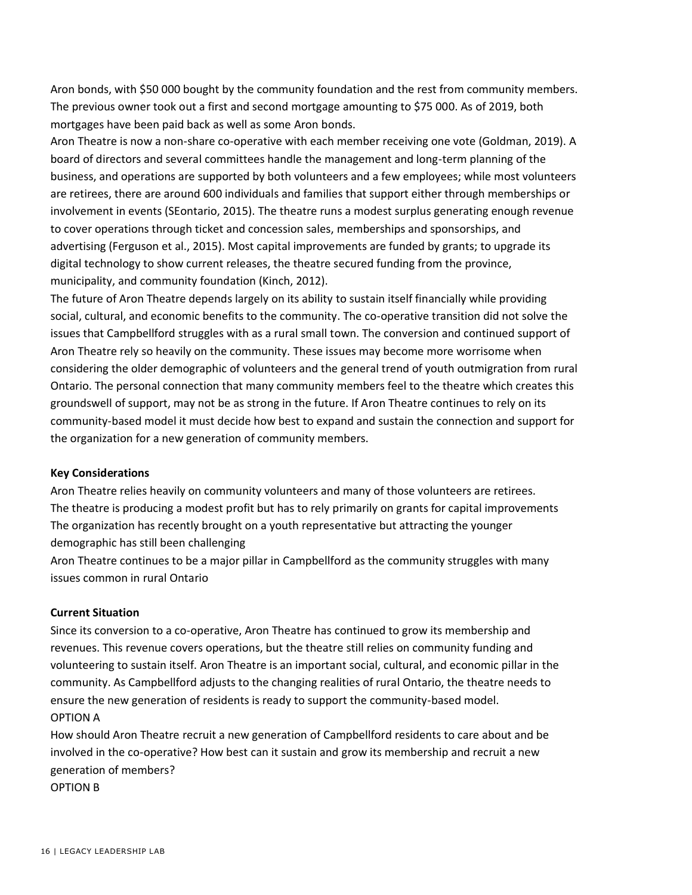Aron bonds, with $50 000 bought by the community foundation and the rest from community members. The previous owner took out a first and second mortgage amounting to $75 000. As of 2019, both mortgages have been paid back as well as some Aron bonds.

Aron Theatre is now a non-share co-operative with each member receiving one vote (Goldman, 2019). A board of directors and several committees handle the management and long-term planning of the business, and operations are supported by both volunteers and a few employees; while most volunteers are retirees, there are around 600 individuals and families that support either through memberships or involvement in events (SEontario, 2015). The theatre runs a modest surplus generating enough revenue to cover operations through ticket and concession sales, memberships and sponsorships, and advertising (Ferguson et al., 2015). Most capital improvements are funded by grants; to upgrade its digital technology to show current releases, the theatre secured funding from the province, municipality, and community foundation (Kinch, 2012).

The future of Aron Theatre depends largely on its ability to sustain itself financially while providing social, cultural, and economic benefits to the community. The co-operative transition did not solve the issues that Campbellford struggles with as a rural small town. The conversion and continued support of Aron Theatre rely so heavily on the community. These issues may become more worrisome when considering the older demographic of volunteers and the general trend of youth outmigration from rural Ontario. The personal connection that many community members feel to the theatre which creates this groundswell of support, may not be as strong in the future. If Aron Theatre continues to rely on its community-based model it must decide how best to expand and sustain the connection and support for the organization for a new generation of community members.

**Key Considerations**

Aron Theatre relies heavily on community volunteers and many of those volunteers are retirees.

The theatre is producing a modest profit but has to rely primarily on grants for capital improvements

The organization has recently brought on a youth representative but attracting the younger demographic has still been challenging

Aron Theatre continues to be a major pillar in Campbellford as the community struggles with many issues common in rural Ontario

**Current Situation**

Since its conversion to a co-operative, Aron Theatre has continued to grow its membership and revenues. This revenue covers operations, but the theatre still relies on community funding and volunteering to sustain itself. Aron Theatre is an important social, cultural, and economic pillar in the community. As Campbellford adjusts to the changing realities of rural Ontario, the theatre needs to ensure the new generation of residents is ready to support the community-based model.

OPTION A

How should Aron Theatre recruit a new generation of Campbellford residents to care about and be involved in the co-operative? How best can it sustain and grow its membership and recruit a new generation of members?

OPTION B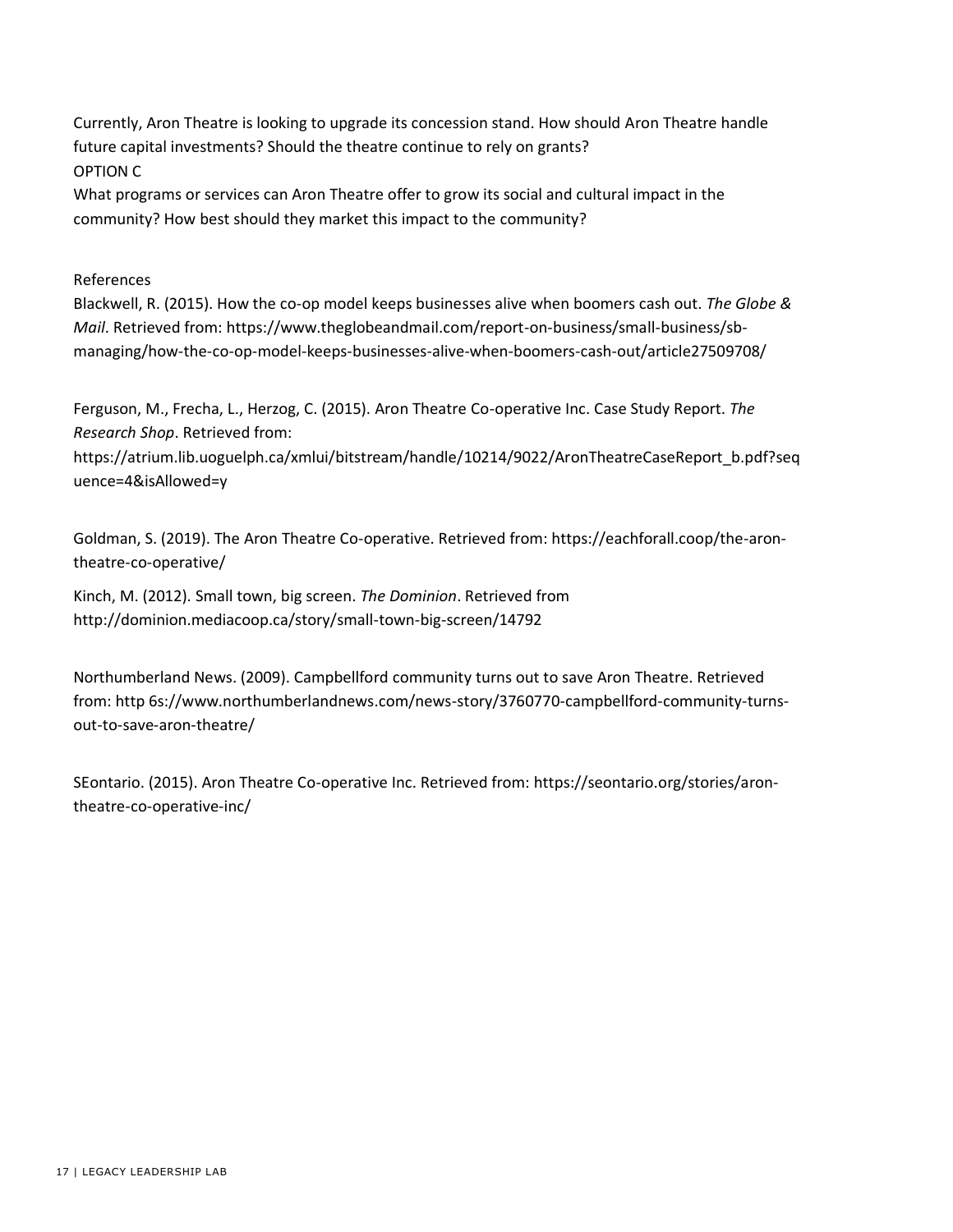Currently, Aron Theatre is looking to upgrade its concession stand. How should Aron Theatre handle future capital investments? Should the theatre continue to rely on grants?

OPTION C

What programs or services can Aron Theatre offer to grow its social and cultural impact in the community? How best should they market this impact to the community?

References

Blackwell, R. (2015). How the co-op model keeps businesses alive when boomers cash out. *The Globe & Mail*. Retrieved from: https://www.theglobeandmail.com/report-on-business/small-business/sb-managing/how-the-co-op-model-keeps-businesses-alive-when-boomers-cash-out/article27509708/

Ferguson, M., Frecha, L., Herzog, C. (2015). Aron Theatre Co-operative Inc. Case Study Report. *The Research Shop*. Retrieved from: https://atrium.lib.uoguelph.ca/xmlui/bitstream/handle/10214/9022/AronTheatreCaseReport_b.pdf?sequence=4&isAllowed=y

Goldman, S. (2019). The Aron Theatre Co-operative. Retrieved from: https://eachforall.coop/the-aron-theatre-co-operative/

Kinch, M. (2012). Small town, big screen. *The Dominion*. Retrieved from http://dominion.mediacoop.ca/story/small-town-big-screen/14792

Northumberland News. (2009). Campbellford community turns out to save Aron Theatre. Retrieved from: http 6s://www.northumberlandnews.com/news-story/3760770-campbellford-community-turns-out-to-save-aron-theatre/

SEontario. (2015). Aron Theatre Co-operative Inc. Retrieved from: https://seontario.org/stories/aron-theatre-co-operative-inc/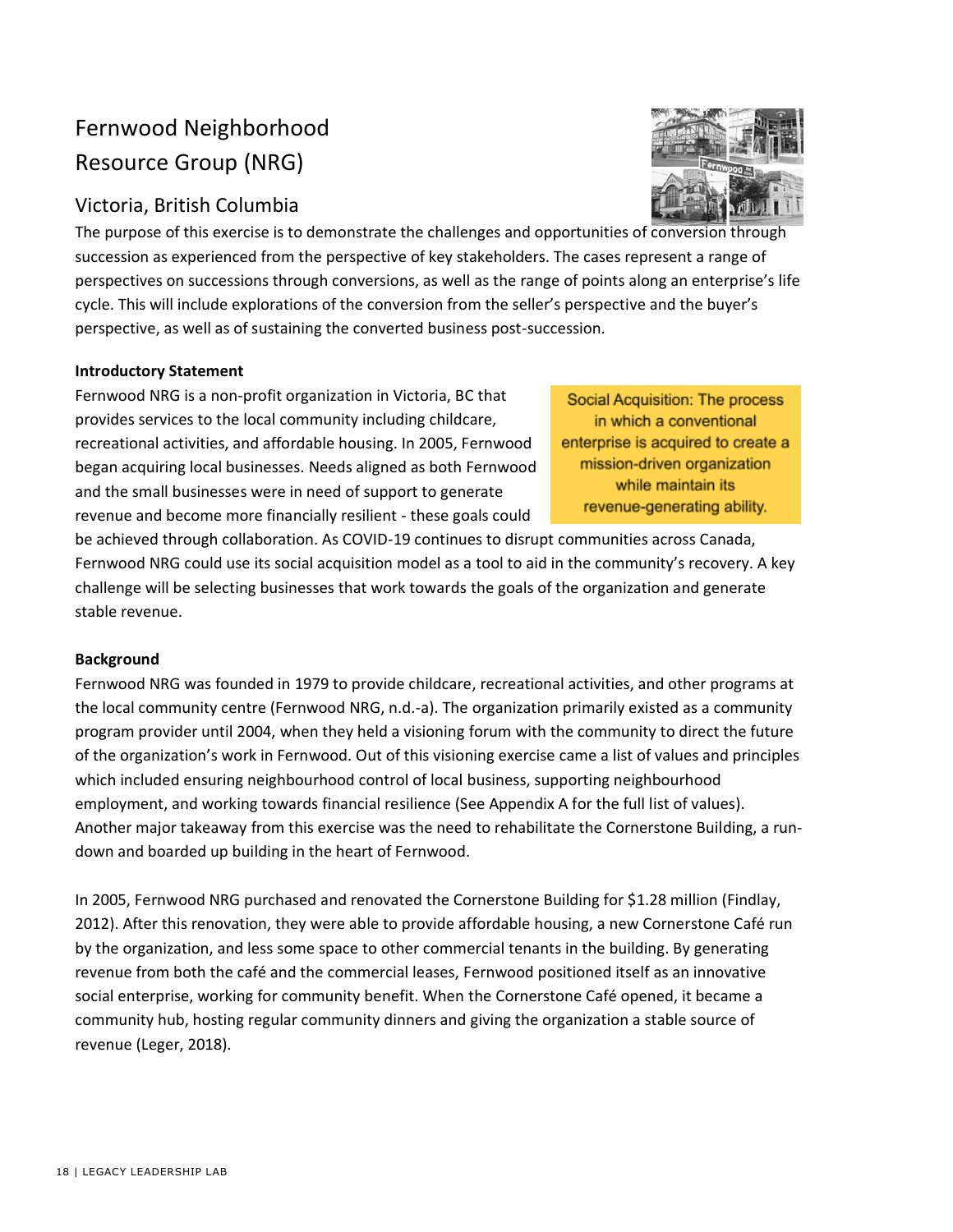# Fernwood Neighborhood Resource Group (NRG)

## Victoria, British Columbia

The purpose of this exercise is to demonstrate the challenges and opportunities of conversion through succession as experienced from the perspective of key stakeholders. The cases represent a range of perspectives on successions through conversions, as well as the range of points along an enterprise's life cycle. This will include explorations of the conversion from the seller's perspective and the buyer's perspective, as well as of sustaining the converted business post-succession.

**Introductory Statement**

Fernwood NRG is a non-profit organization in Victoria, BC that provides services to the local community including childcare, recreational activities, and affordable housing. In 2005, Fernwood began acquiring local businesses. Needs aligned as both Fernwood and the small businesses were in need of support to generate revenue and become more financially resilient - these goals could be achieved through collaboration. As COVID-19 continues to disrupt communities across Canada, Fernwood NRG could use its social acquisition model as a tool to aid in the community's recovery. A key challenge will be selecting businesses that work towards the goals of the organization and generate stable revenue.

> Social Acquisition: The process in which a conventional enterprise is acquired to create a mission-driven organization while maintain its revenue-generating ability.

**Background**

Fernwood NRG was founded in 1979 to provide childcare, recreational activities, and other programs at the local community centre (Fernwood NRG, n.d.-a). The organization primarily existed as a community program provider until 2004, when they held a visioning forum with the community to direct the future of the organization's work in Fernwood. Out of this visioning exercise came a list of values and principles which included ensuring neighbourhood control of local business, supporting neighbourhood employment, and working towards financial resilience (See Appendix A for the full list of values). Another major takeaway from this exercise was the need to rehabilitate the Cornerstone Building, a run-down and boarded up building in the heart of Fernwood.

In 2005, Fernwood NRG purchased and renovated the Cornerstone Building for $1.28 million (Findlay, 2012). After this renovation, they were able to provide affordable housing, a new Cornerstone Café run by the organization, and less some space to other commercial tenants in the building. By generating revenue from both the café and the commercial leases, Fernwood positioned itself as an innovative social enterprise, working for community benefit. When the Cornerstone Café opened, it became a community hub, hosting regular community dinners and giving the organization a stable source of revenue (Leger, 2018).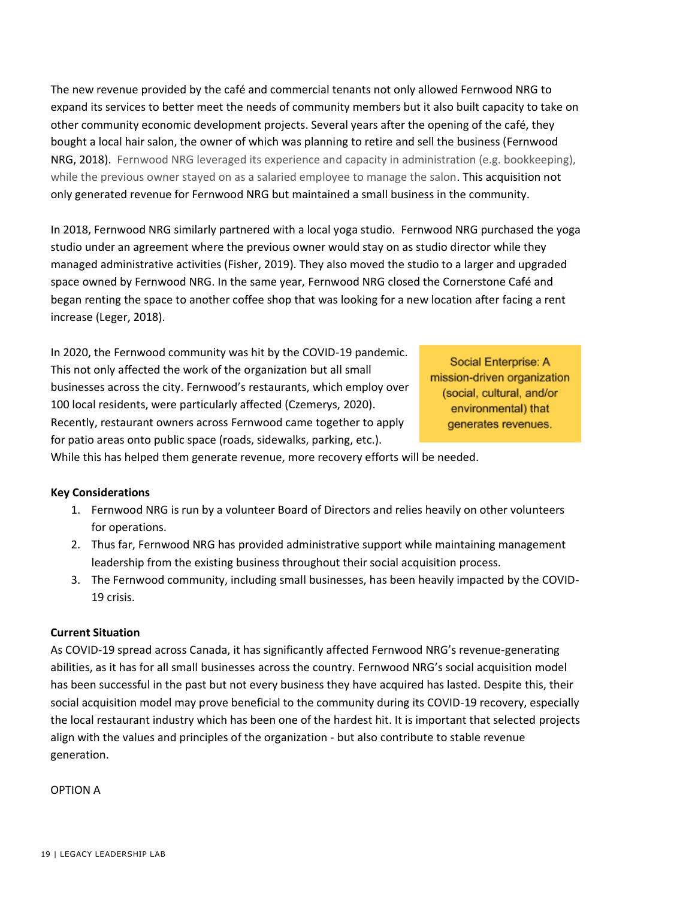The new revenue provided by the café and commercial tenants not only allowed Fernwood NRG to expand its services to better meet the needs of community members but it also built capacity to take on other community economic development projects. Several years after the opening of the café, they bought a local hair salon, the owner of which was planning to retire and sell the business (Fernwood NRG, 2018). Fernwood NRG leveraged its experience and capacity in administration (e.g. bookkeeping), while the previous owner stayed on as a salaried employee to manage the salon. This acquisition not only generated revenue for Fernwood NRG but maintained a small business in the community.

In 2018, Fernwood NRG similarly partnered with a local yoga studio. Fernwood NRG purchased the yoga studio under an agreement where the previous owner would stay on as studio director while they managed administrative activities (Fisher, 2019). They also moved the studio to a larger and upgraded space owned by Fernwood NRG. In the same year, Fernwood NRG closed the Cornerstone Café and began renting the space to another coffee shop that was looking for a new location after facing a rent increase (Leger, 2018).

In 2020, the Fernwood community was hit by the COVID-19 pandemic. This not only affected the work of the organization but all small businesses across the city. Fernwood's restaurants, which employ over 100 local residents, were particularly affected (Czemerys, 2020). Recently, restaurant owners across Fernwood came together to apply for patio areas onto public space (roads, sidewalks, parking, etc.). While this has helped them generate revenue, more recovery efforts will be needed.

> Social Enterprise: A mission-driven organization (social, cultural, and/or environmental) that generates revenues.

**Key Considerations**

1. Fernwood NRG is run by a volunteer Board of Directors and relies heavily on other volunteers for operations.
2. Thus far, Fernwood NRG has provided administrative support while maintaining management leadership from the existing business throughout their social acquisition process.
3. The Fernwood community, including small businesses, has been heavily impacted by the COVID-19 crisis.

**Current Situation**

As COVID-19 spread across Canada, it has significantly affected Fernwood NRG's revenue-generating abilities, as it has for all small businesses across the country. Fernwood NRG's social acquisition model has been successful in the past but not every business they have acquired has lasted. Despite this, their social acquisition model may prove beneficial to the community during its COVID-19 recovery, especially the local restaurant industry which has been one of the hardest hit. It is important that selected projects align with the values and principles of the organization - but also contribute to stable revenue generation.

OPTION A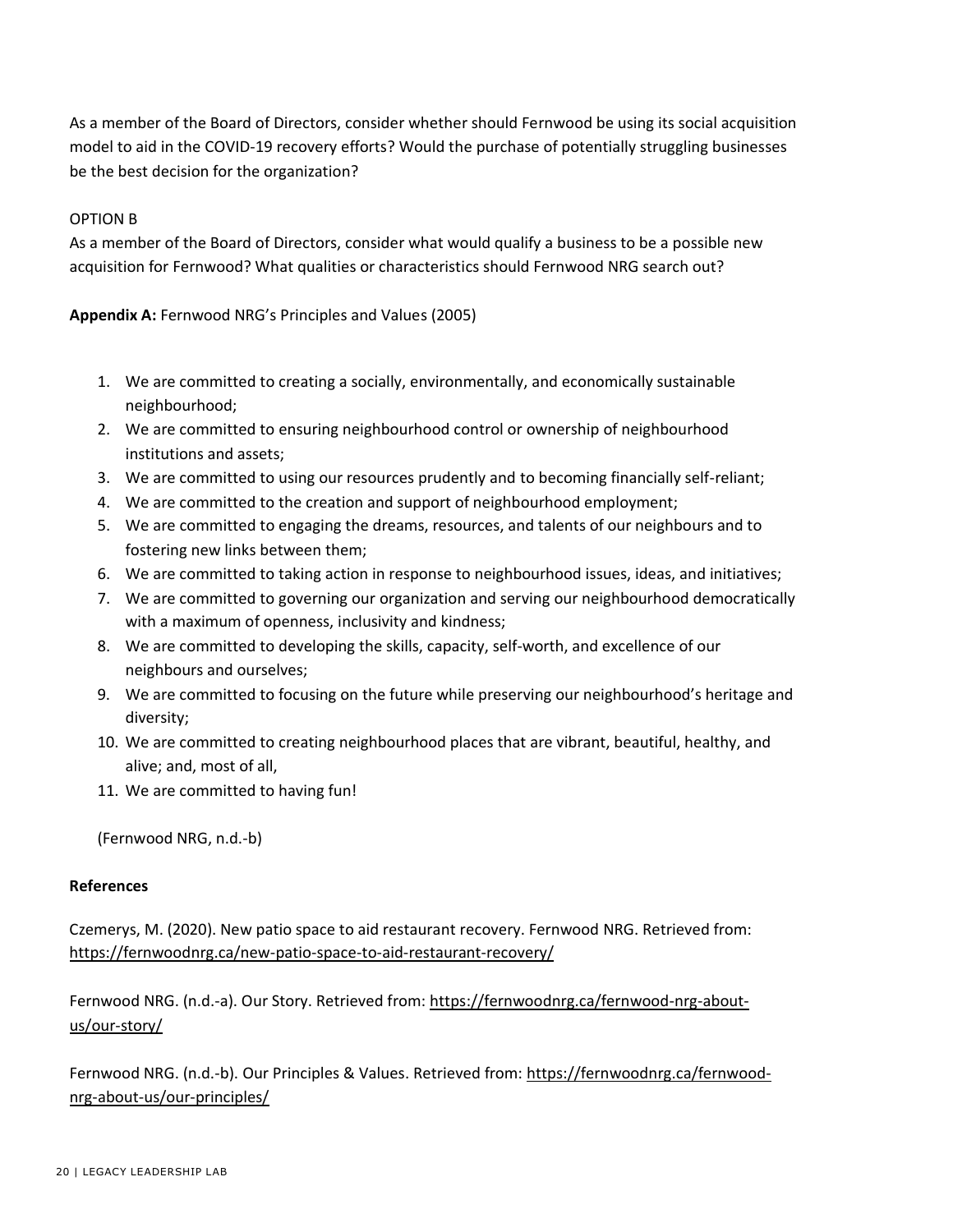As a member of the Board of Directors, consider whether should Fernwood be using its social acquisition model to aid in the COVID-19 recovery efforts? Would the purchase of potentially struggling businesses be the best decision for the organization?

OPTION B

As a member of the Board of Directors, consider what would qualify a business to be a possible new acquisition for Fernwood? What qualities or characteristics should Fernwood NRG search out?

**Appendix A:** Fernwood NRG's Principles and Values (2005)

1. We are committed to creating a socially, environmentally, and economically sustainable neighbourhood;
2. We are committed to ensuring neighbourhood control or ownership of neighbourhood institutions and assets;
3. We are committed to using our resources prudently and to becoming financially self-reliant;
4. We are committed to the creation and support of neighbourhood employment;
5. We are committed to engaging the dreams, resources, and talents of our neighbours and to fostering new links between them;
6. We are committed to taking action in response to neighbourhood issues, ideas, and initiatives;
7. We are committed to governing our organization and serving our neighbourhood democratically with a maximum of openness, inclusivity and kindness;
8. We are committed to developing the skills, capacity, self-worth, and excellence of our neighbours and ourselves;
9. We are committed to focusing on the future while preserving our neighbourhood's heritage and diversity;
10. We are committed to creating neighbourhood places that are vibrant, beautiful, healthy, and alive; and, most of all,
11. We are committed to having fun!

(Fernwood NRG, n.d.-b)

**References**

Czemerys, M. (2020). New patio space to aid restaurant recovery. Fernwood NRG. Retrieved from: https://fernwoodnrg.ca/new-patio-space-to-aid-restaurant-recovery/

Fernwood NRG. (n.d.-a). Our Story. Retrieved from: https://fernwoodnrg.ca/fernwood-nrg-about-us/our-story/

Fernwood NRG. (n.d.-b). Our Principles & Values. Retrieved from: https://fernwoodnrg.ca/fernwood-nrg-about-us/our-principles/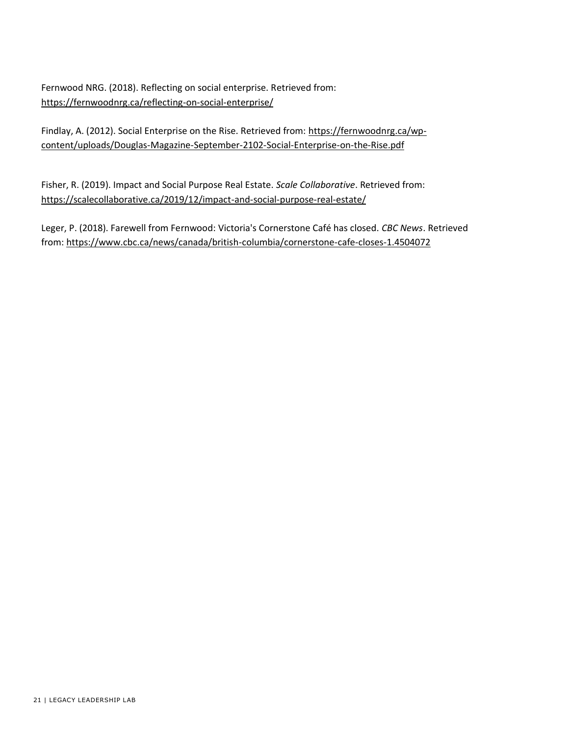Fernwood NRG. (2018). Reflecting on social enterprise. Retrieved from: https://fernwoodnrg.ca/reflecting-on-social-enterprise/

Findlay, A. (2012). Social Enterprise on the Rise. Retrieved from: https://fernwoodnrg.ca/wp-content/uploads/Douglas-Magazine-September-2102-Social-Enterprise-on-the-Rise.pdf

Fisher, R. (2019). Impact and Social Purpose Real Estate. *Scale Collaborative*. Retrieved from: https://scalecollaborative.ca/2019/12/impact-and-social-purpose-real-estate/

Leger, P. (2018). Farewell from Fernwood: Victoria's Cornerstone Café has closed. *CBC News*. Retrieved from: https://www.cbc.ca/news/canada/british-columbia/cornerstone-cafe-closes-1.4504072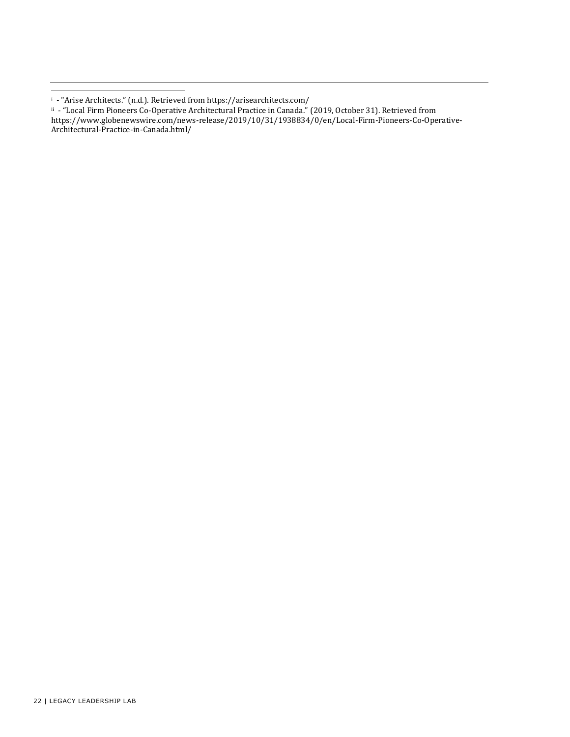[i] - "Arise Architects." (n.d.). Retrieved from https://arisearchitects.com/

[ii] - "Local Firm Pioneers Co-Operative Architectural Practice in Canada." (2019, October 31). Retrieved from https://www.globenewswire.com/news-release/2019/10/31/1938834/0/en/Local-Firm-Pioneers-Co-Operative-Architectural-Practice-in-Canada.html/